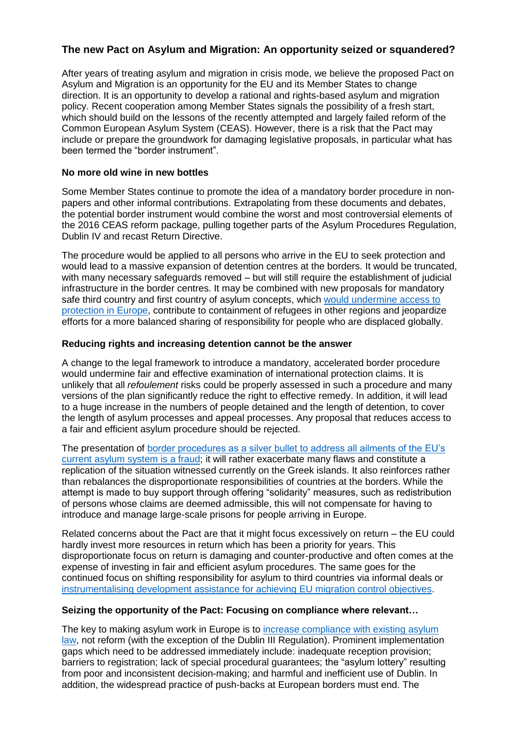# The new Pact on Asylum and Migration: An opportunity seized or squandered?

After years of treating asylum and migration in crisis mode, we believe the proposed Pact on Asylum and Migration is an opportunity for the EU and its Member States to change direction. It is an opportunity to develop a rational and rights-based asylum and migration policy. Recent cooperation among Member States signals the possibility of a fresh start, which should build on the lessons of the recently attempted and largely failed reform of the Common European Asylum System (CEAS). However, there is a risk that the Pact may include or prepare the groundwork for damaging legislative proposals, in particular what has been termed the "border instrument".

## No more old wine in new bottles

Some Member States continue to promote the idea of a mandatory border procedure in non-papers and other informal contributions. Extrapolating from these documents and debates, the potential border instrument would combine the worst and most controversial elements of the 2016 CEAS reform package, pulling together parts of the Asylum Procedures Regulation, Dublin IV and recast Return Directive.

The procedure would be applied to all persons who arrive in the EU to seek protection and would lead to a massive expansion of detention centres at the borders. It would be truncated, with many necessary safeguards removed – but will still require the establishment of judicial infrastructure in the border centres. It may be combined with new proposals for mandatory safe third country and first country of asylum concepts, which would undermine access to protection in Europe, contribute to containment of refugees in other regions and jeopardize efforts for a more balanced sharing of responsibility for people who are displaced globally.

## Reducing rights and increasing detention cannot be the answer

A change to the legal framework to introduce a mandatory, accelerated border procedure would undermine fair and effective examination of international protection claims. It is unlikely that all *refoulement* risks could be properly assessed in such a procedure and many versions of the plan significantly reduce the right to effective remedy. In addition, it will lead to a huge increase in the numbers of people detained and the length of detention, to cover the length of asylum processes and appeal processes. Any proposal that reduces access to a fair and efficient asylum procedure should be rejected.

The presentation of border procedures as a silver bullet to address all ailments of the EU's current asylum system is a fraud; it will rather exacerbate many flaws and constitute a replication of the situation witnessed currently on the Greek islands. It also reinforces rather than rebalances the disproportionate responsibilities of countries at the borders. While the attempt is made to buy support through offering "solidarity" measures, such as redistribution of persons whose claims are deemed admissible, this will not compensate for having to introduce and manage large-scale prisons for people arriving in Europe.

Related concerns about the Pact are that it might focus excessively on return – the EU could hardly invest more resources in return which has been a priority for years. This disproportionate focus on return is damaging and counter-productive and often comes at the expense of investing in fair and efficient asylum procedures. The same goes for the continued focus on shifting responsibility for asylum to third countries via informal deals or instrumentalising development assistance for achieving EU migration control objectives.

## Seizing the opportunity of the Pact: Focusing on compliance where relevant…

The key to making asylum work in Europe is to increase compliance with existing asylum law, not reform (with the exception of the Dublin III Regulation). Prominent implementation gaps which need to be addressed immediately include: inadequate reception provision; barriers to registration; lack of special procedural guarantees; the "asylum lottery" resulting from poor and inconsistent decision-making; and harmful and inefficient use of Dublin. In addition, the widespread practice of push-backs at European borders must end. The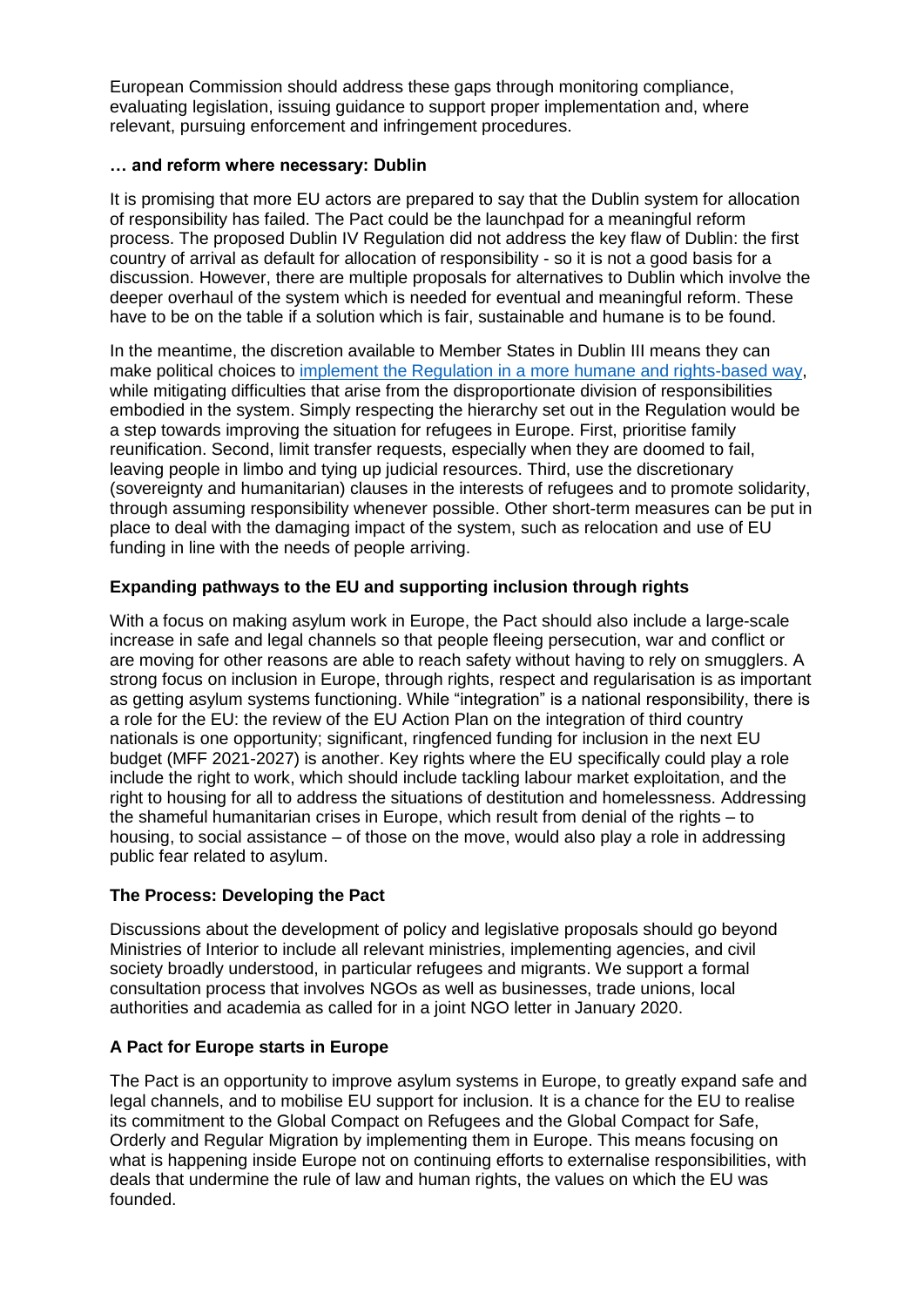European Commission should address these gaps through monitoring compliance, evaluating legislation, issuing guidance to support proper implementation and, where relevant, pursuing enforcement and infringement procedures.

### … and reform where necessary: Dublin

It is promising that more EU actors are prepared to say that the Dublin system for allocation of responsibility has failed. The Pact could be the launchpad for a meaningful reform process. The proposed Dublin IV Regulation did not address the key flaw of Dublin: the first country of arrival as default for allocation of responsibility - so it is not a good basis for a discussion. However, there are multiple proposals for alternatives to Dublin which involve the deeper overhaul of the system which is needed for eventual and meaningful reform. These have to be on the table if a solution which is fair, sustainable and humane is to be found.

In the meantime, the discretion available to Member States in Dublin III means they can make political choices to implement the Regulation in a more humane and rights-based way, while mitigating difficulties that arise from the disproportionate division of responsibilities embodied in the system. Simply respecting the hierarchy set out in the Regulation would be a step towards improving the situation for refugees in Europe. First, prioritise family reunification. Second, limit transfer requests, especially when they are doomed to fail, leaving people in limbo and tying up judicial resources. Third, use the discretionary (sovereignty and humanitarian) clauses in the interests of refugees and to promote solidarity, through assuming responsibility whenever possible. Other short-term measures can be put in place to deal with the damaging impact of the system, such as relocation and use of EU funding in line with the needs of people arriving.

### Expanding pathways to the EU and supporting inclusion through rights

With a focus on making asylum work in Europe, the Pact should also include a large-scale increase in safe and legal channels so that people fleeing persecution, war and conflict or are moving for other reasons are able to reach safety without having to rely on smugglers. A strong focus on inclusion in Europe, through rights, respect and regularisation is as important as getting asylum systems functioning. While "integration" is a national responsibility, there is a role for the EU: the review of the EU Action Plan on the integration of third country nationals is one opportunity; significant, ringfenced funding for inclusion in the next EU budget (MFF 2021-2027) is another. Key rights where the EU specifically could play a role include the right to work, which should include tackling labour market exploitation, and the right to housing for all to address the situations of destitution and homelessness. Addressing the shameful humanitarian crises in Europe, which result from denial of the rights – to housing, to social assistance – of those on the move, would also play a role in addressing public fear related to asylum.

### The Process: Developing the Pact

Discussions about the development of policy and legislative proposals should go beyond Ministries of Interior to include all relevant ministries, implementing agencies, and civil society broadly understood, in particular refugees and migrants. We support a formal consultation process that involves NGOs as well as businesses, trade unions, local authorities and academia as called for in a joint NGO letter in January 2020.

### A Pact for Europe starts in Europe

The Pact is an opportunity to improve asylum systems in Europe, to greatly expand safe and legal channels, and to mobilise EU support for inclusion. It is a chance for the EU to realise its commitment to the Global Compact on Refugees and the Global Compact for Safe, Orderly and Regular Migration by implementing them in Europe. This means focusing on what is happening inside Europe not on continuing efforts to externalise responsibilities, with deals that undermine the rule of law and human rights, the values on which the EU was founded.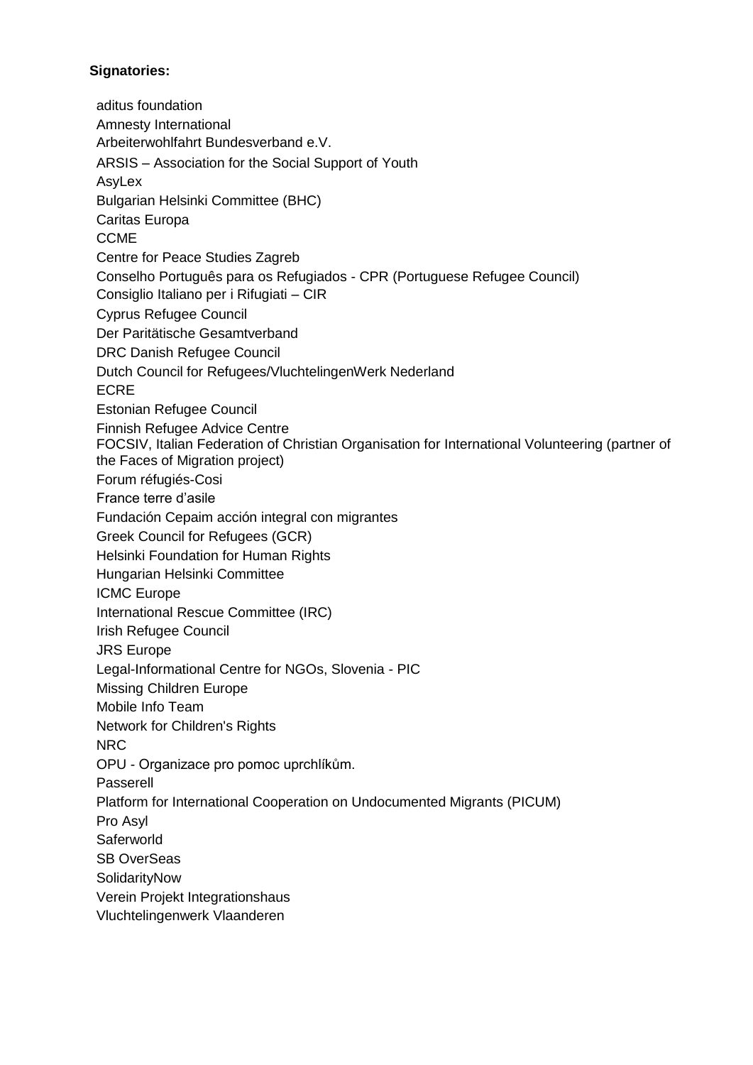**Signatories:**

aditus foundation
Amnesty International
Arbeiterwohlfahrt Bundesverband e.V.
ARSIS – Association for the Social Support of Youth
AsyLex
Bulgarian Helsinki Committee (BHC)
Caritas Europa
CCME
Centre for Peace Studies Zagreb
Conselho Português para os Refugiados - CPR (Portuguese Refugee Council)
Consiglio Italiano per i Rifugiati – CIR
Cyprus Refugee Council
Der Paritätische Gesamtverband
DRC Danish Refugee Council
Dutch Council for Refugees/VluchtelingenWerk Nederland
ECRE
Estonian Refugee Council
Finnish Refugee Advice Centre
FOCSIV, Italian Federation of Christian Organisation for International Volunteering (partner of the Faces of Migration project)
Forum réfugiés-Cosi
France terre d'asile
Fundación Cepaim acción integral con migrantes
Greek Council for Refugees (GCR)
Helsinki Foundation for Human Rights
Hungarian Helsinki Committee
ICMC Europe
International Rescue Committee (IRC)
Irish Refugee Council
JRS Europe
Legal-Informational Centre for NGOs, Slovenia - PIC
Missing Children Europe
Mobile Info Team
Network for Children's Rights
NRC
OPU - Organizace pro pomoc uprchlíkům.
Passerell
Platform for International Cooperation on Undocumented Migrants (PICUM)
Pro Asyl
Saferworld
SB OverSeas
SolidarityNow
Verein Projekt Integrationshaus
Vluchtelingenwerk Vlaanderen